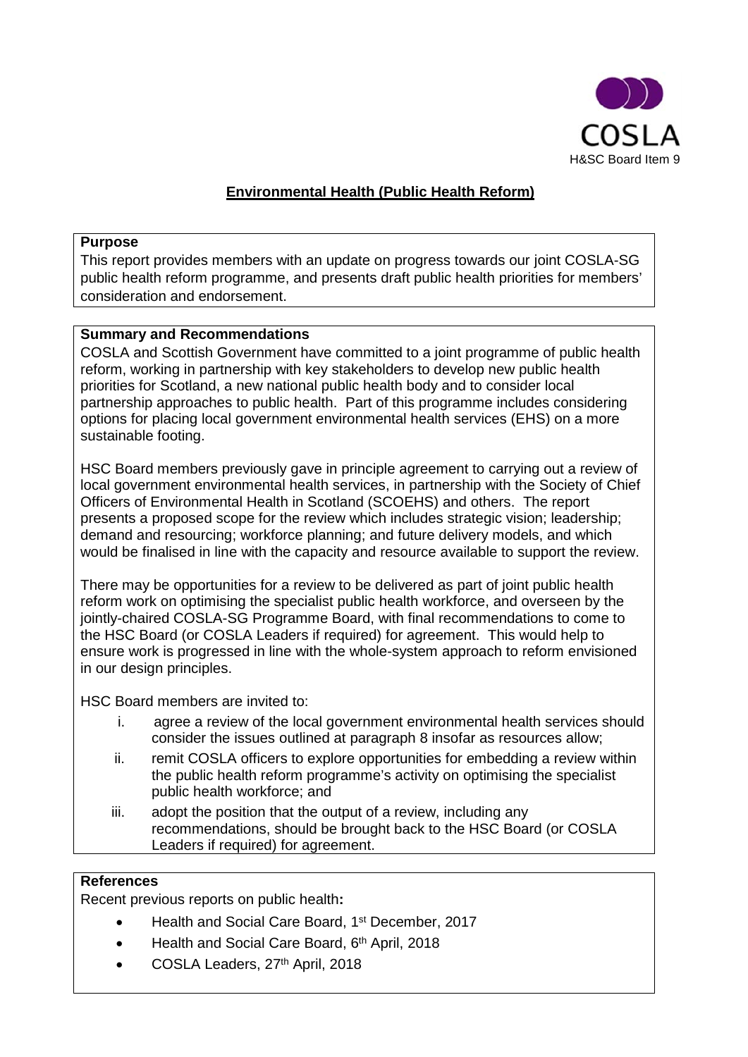COSLA

H&SC Board Item 9

# Environmental Health (Public Health Reform)

**Purpose**

This report provides members with an update on progress towards our joint COSLA-SG public health reform programme, and presents draft public health priorities for members' consideration and endorsement.

**Summary and Recommendations**

COSLA and Scottish Government have committed to a joint programme of public health reform, working in partnership with key stakeholders to develop new public health priorities for Scotland, a new national public health body and to consider local partnership approaches to public health. Part of this programme includes considering options for placing local government environmental health services (EHS) on a more sustainable footing.

HSC Board members previously gave in principle agreement to carrying out a review of local government environmental health services, in partnership with the Society of Chief Officers of Environmental Health in Scotland (SCOEHS) and others. The report presents a proposed scope for the review which includes strategic vision; leadership; demand and resourcing; workforce planning; and future delivery models, and which would be finalised in line with the capacity and resource available to support the review.

There may be opportunities for a review to be delivered as part of joint public health reform work on optimising the specialist public health workforce, and overseen by the jointly-chaired COSLA-SG Programme Board, with final recommendations to come to the HSC Board (or COSLA Leaders if required) for agreement. This would help to ensure work is progressed in line with the whole-system approach to reform envisioned in our design principles.

HSC Board members are invited to:

i. agree a review of the local government environmental health services should consider the issues outlined at paragraph 8 insofar as resources allow;
ii. remit COSLA officers to explore opportunities for embedding a review within the public health reform programme's activity on optimising the specialist public health workforce; and
iii. adopt the position that the output of a review, including any recommendations, should be brought back to the HSC Board (or COSLA Leaders if required) for agreement.

**References**

Recent previous reports on public health**:**

- Health and Social Care Board, 1st December, 2017
- Health and Social Care Board, 6th April, 2018
- COSLA Leaders, 27th April, 2018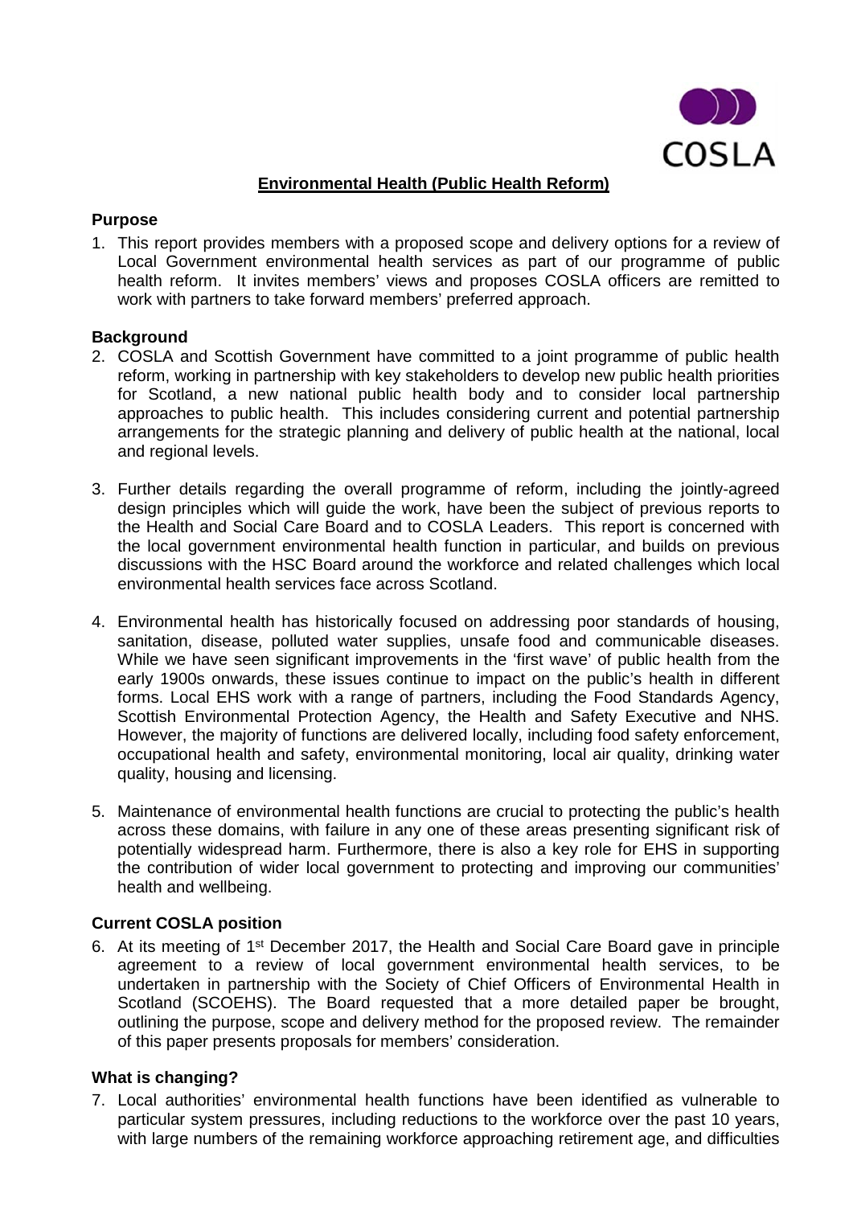## Environmental Health (Public Health Reform)

### Purpose

1. This report provides members with a proposed scope and delivery options for a review of Local Government environmental health services as part of our programme of public health reform. It invites members' views and proposes COSLA officers are remitted to work with partners to take forward members' preferred approach.

### Background

2. COSLA and Scottish Government have committed to a joint programme of public health reform, working in partnership with key stakeholders to develop new public health priorities for Scotland, a new national public health body and to consider local partnership approaches to public health. This includes considering current and potential partnership arrangements for the strategic planning and delivery of public health at the national, local and regional levels.

3. Further details regarding the overall programme of reform, including the jointly-agreed design principles which will guide the work, have been the subject of previous reports to the Health and Social Care Board and to COSLA Leaders. This report is concerned with the local government environmental health function in particular, and builds on previous discussions with the HSC Board around the workforce and related challenges which local environmental health services face across Scotland.

4. Environmental health has historically focused on addressing poor standards of housing, sanitation, disease, polluted water supplies, unsafe food and communicable diseases. While we have seen significant improvements in the 'first wave' of public health from the early 1900s onwards, these issues continue to impact on the public's health in different forms. Local EHS work with a range of partners, including the Food Standards Agency, Scottish Environmental Protection Agency, the Health and Safety Executive and NHS. However, the majority of functions are delivered locally, including food safety enforcement, occupational health and safety, environmental monitoring, local air quality, drinking water quality, housing and licensing.

5. Maintenance of environmental health functions are crucial to protecting the public's health across these domains, with failure in any one of these areas presenting significant risk of potentially widespread harm. Furthermore, there is also a key role for EHS in supporting the contribution of wider local government to protecting and improving our communities' health and wellbeing.

### Current COSLA position

6. At its meeting of 1st December 2017, the Health and Social Care Board gave in principle agreement to a review of local government environmental health services, to be undertaken in partnership with the Society of Chief Officers of Environmental Health in Scotland (SCOEHS). The Board requested that a more detailed paper be brought, outlining the purpose, scope and delivery method for the proposed review. The remainder of this paper presents proposals for members' consideration.

### What is changing?

7. Local authorities' environmental health functions have been identified as vulnerable to particular system pressures, including reductions to the workforce over the past 10 years, with large numbers of the remaining workforce approaching retirement age, and difficulties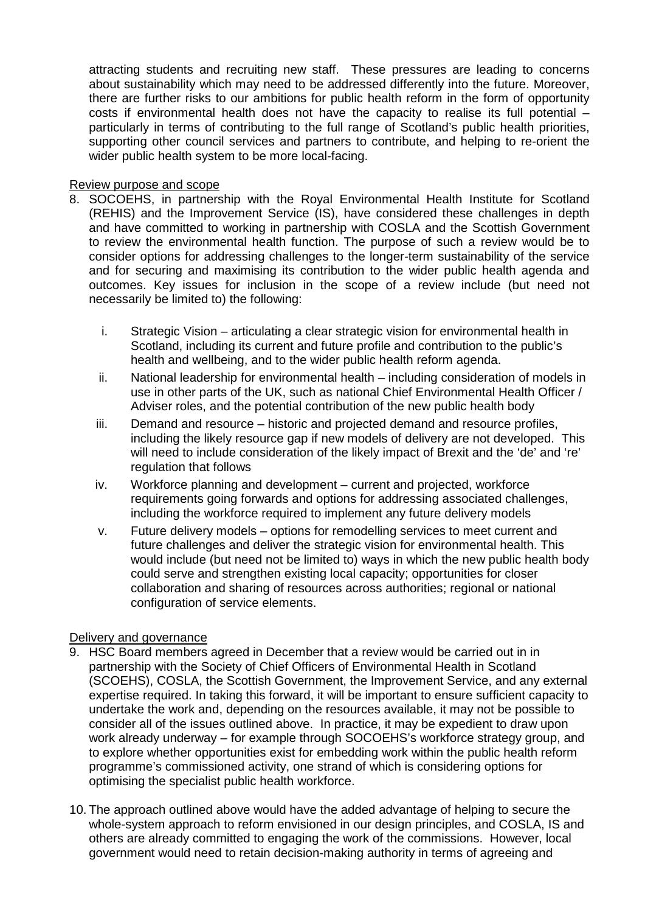attracting students and recruiting new staff. These pressures are leading to concerns about sustainability which may need to be addressed differently into the future. Moreover, there are further risks to our ambitions for public health reform in the form of opportunity costs if environmental health does not have the capacity to realise its full potential – particularly in terms of contributing to the full range of Scotland's public health priorities, supporting other council services and partners to contribute, and helping to re-orient the wider public health system to be more local-facing.

Review purpose and scope

8. SOCOEHS, in partnership with the Royal Environmental Health Institute for Scotland (REHIS) and the Improvement Service (IS), have considered these challenges in depth and have committed to working in partnership with COSLA and the Scottish Government to review the environmental health function. The purpose of such a review would be to consider options for addressing challenges to the longer-term sustainability of the service and for securing and maximising its contribution to the wider public health agenda and outcomes. Key issues for inclusion in the scope of a review include (but need not necessarily be limited to) the following:

   i. Strategic Vision – articulating a clear strategic vision for environmental health in Scotland, including its current and future profile and contribution to the public's health and wellbeing, and to the wider public health reform agenda.
   ii. National leadership for environmental health – including consideration of models in use in other parts of the UK, such as national Chief Environmental Health Officer / Adviser roles, and the potential contribution of the new public health body
   iii. Demand and resource – historic and projected demand and resource profiles, including the likely resource gap if new models of delivery are not developed. This will need to include consideration of the likely impact of Brexit and the 'de' and 're' regulation that follows
   iv. Workforce planning and development – current and projected, workforce requirements going forwards and options for addressing associated challenges, including the workforce required to implement any future delivery models
   v. Future delivery models – options for remodelling services to meet current and future challenges and deliver the strategic vision for environmental health. This would include (but need not be limited to) ways in which the new public health body could serve and strengthen existing local capacity; opportunities for closer collaboration and sharing of resources across authorities; regional or national configuration of service elements.

Delivery and governance

9. HSC Board members agreed in December that a review would be carried out in in partnership with the Society of Chief Officers of Environmental Health in Scotland (SCOEHS), COSLA, the Scottish Government, the Improvement Service, and any external expertise required. In taking this forward, it will be important to ensure sufficient capacity to undertake the work and, depending on the resources available, it may not be possible to consider all of the issues outlined above. In practice, it may be expedient to draw upon work already underway – for example through SOCOEHS's workforce strategy group, and to explore whether opportunities exist for embedding work within the public health reform programme's commissioned activity, one strand of which is considering options for optimising the specialist public health workforce.

10. The approach outlined above would have the added advantage of helping to secure the whole-system approach to reform envisioned in our design principles, and COSLA, IS and others are already committed to engaging the work of the commissions. However, local government would need to retain decision-making authority in terms of agreeing and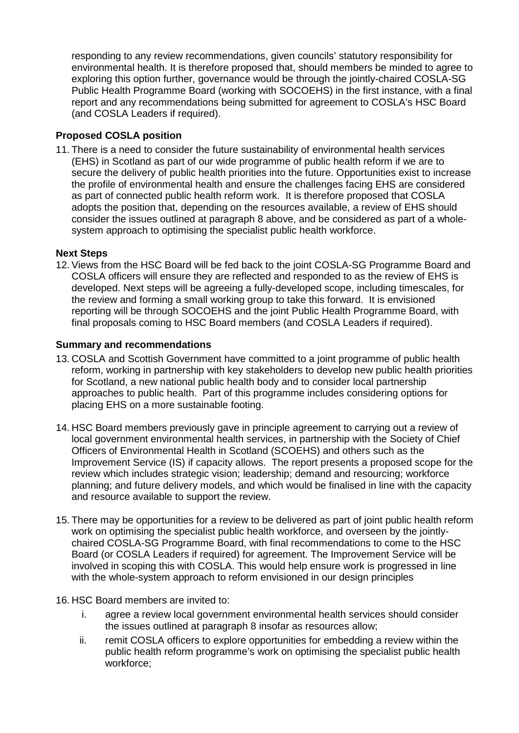responding to any review recommendations, given councils' statutory responsibility for environmental health. It is therefore proposed that, should members be minded to agree to exploring this option further, governance would be through the jointly-chaired COSLA-SG Public Health Programme Board (working with SOCOEHS) in the first instance, with a final report and any recommendations being submitted for agreement to COSLA's HSC Board (and COSLA Leaders if required).

**Proposed COSLA position**

11. There is a need to consider the future sustainability of environmental health services (EHS) in Scotland as part of our wide programme of public health reform if we are to secure the delivery of public health priorities into the future. Opportunities exist to increase the profile of environmental health and ensure the challenges facing EHS are considered as part of connected public health reform work. It is therefore proposed that COSLA adopts the position that, depending on the resources available, a review of EHS should consider the issues outlined at paragraph 8 above, and be considered as part of a whole-system approach to optimising the specialist public health workforce.

**Next Steps**

12. Views from the HSC Board will be fed back to the joint COSLA-SG Programme Board and COSLA officers will ensure they are reflected and responded to as the review of EHS is developed. Next steps will be agreeing a fully-developed scope, including timescales, for the review and forming a small working group to take this forward. It is envisioned reporting will be through SOCOEHS and the joint Public Health Programme Board, with final proposals coming to HSC Board members (and COSLA Leaders if required).

**Summary and recommendations**

13. COSLA and Scottish Government have committed to a joint programme of public health reform, working in partnership with key stakeholders to develop new public health priorities for Scotland, a new national public health body and to consider local partnership approaches to public health. Part of this programme includes considering options for placing EHS on a more sustainable footing.

14. HSC Board members previously gave in principle agreement to carrying out a review of local government environmental health services, in partnership with the Society of Chief Officers of Environmental Health in Scotland (SCOEHS) and others such as the Improvement Service (IS) if capacity allows. The report presents a proposed scope for the review which includes strategic vision; leadership; demand and resourcing; workforce planning; and future delivery models, and which would be finalised in line with the capacity and resource available to support the review.

15. There may be opportunities for a review to be delivered as part of joint public health reform work on optimising the specialist public health workforce, and overseen by the jointly-chaired COSLA-SG Programme Board, with final recommendations to come to the HSC Board (or COSLA Leaders if required) for agreement. The Improvement Service will be involved in scoping this with COSLA. This would help ensure work is progressed in line with the whole-system approach to reform envisioned in our design principles

16. HSC Board members are invited to:
    i. agree a review local government environmental health services should consider the issues outlined at paragraph 8 insofar as resources allow;
    ii. remit COSLA officers to explore opportunities for embedding a review within the public health reform programme's work on optimising the specialist public health workforce;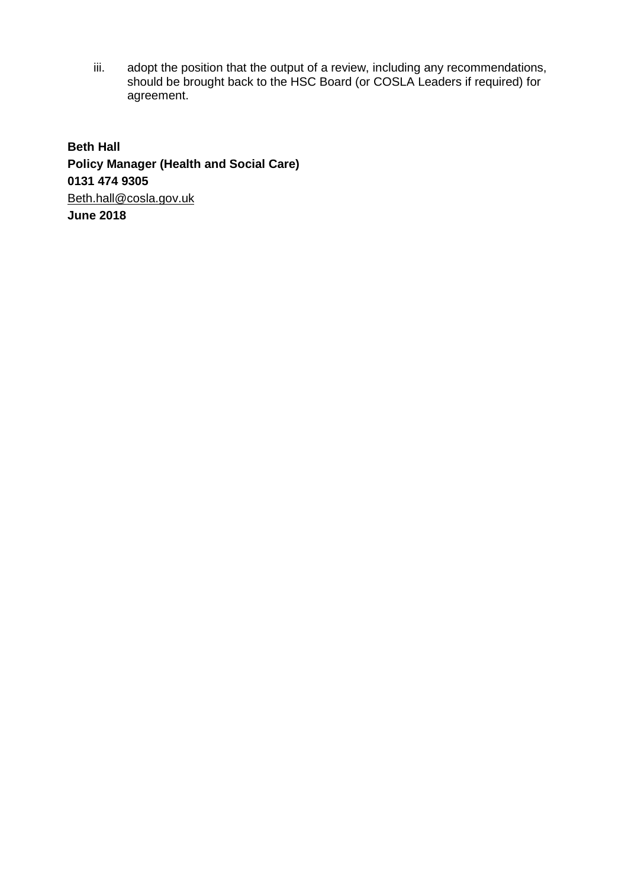iii. adopt the position that the output of a review, including any recommendations, should be brought back to the HSC Board (or COSLA Leaders if required) for agreement.

**Beth Hall**  
**Policy Manager (Health and Social Care)**  
**0131 474 9305**  
Beth.hall@cosla.gov.uk  
**June 2018**